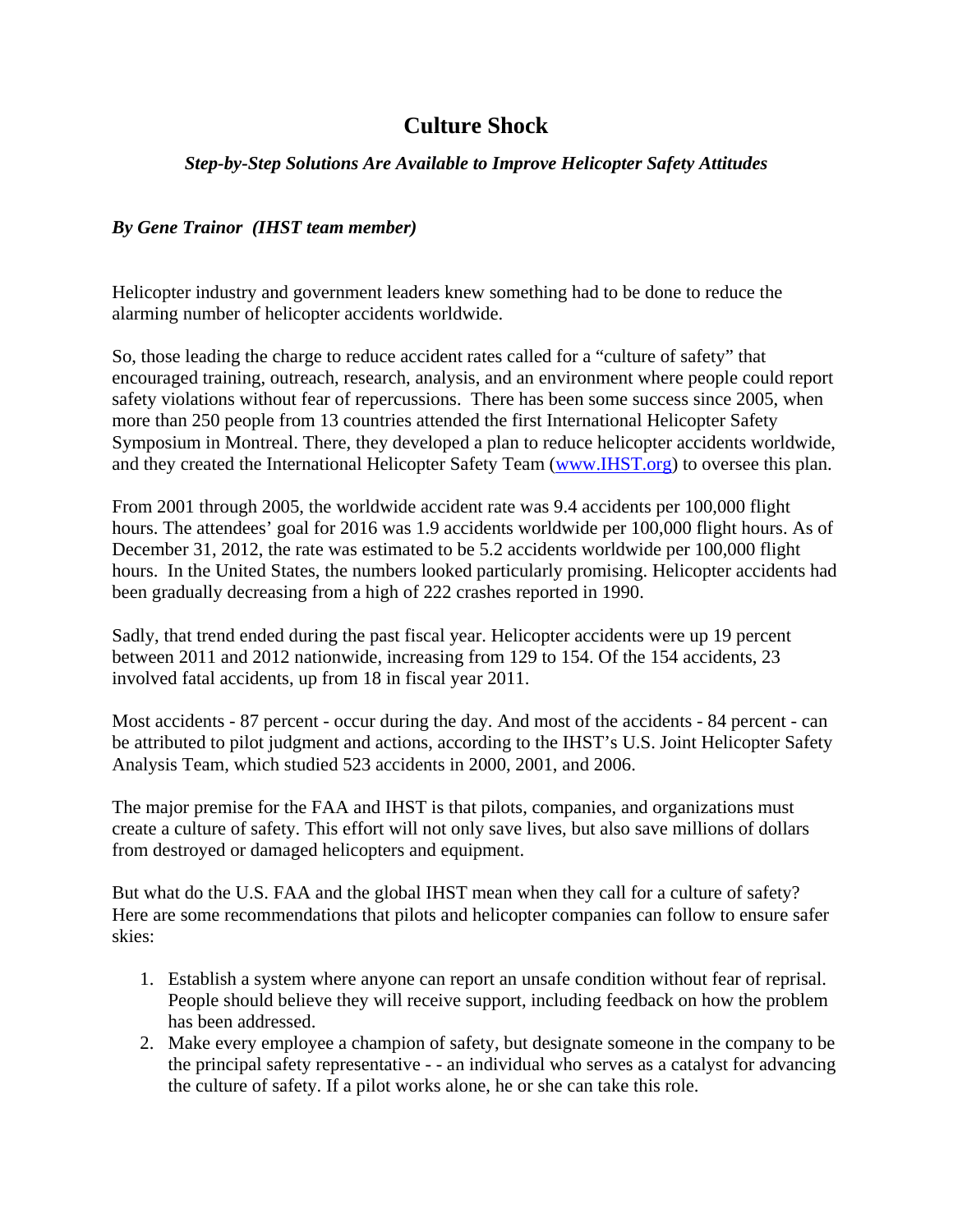# Culture Shock

***Step-by-Step Solutions Are Available to Improve Helicopter Safety Attitudes***

***By Gene Trainor (IHST team member)***

Helicopter industry and government leaders knew something had to be done to reduce the alarming number of helicopter accidents worldwide.

So, those leading the charge to reduce accident rates called for a "culture of safety" that encouraged training, outreach, research, analysis, and an environment where people could report safety violations without fear of repercussions. There has been some success since 2005, when more than 250 people from 13 countries attended the first International Helicopter Safety Symposium in Montreal. There, they developed a plan to reduce helicopter accidents worldwide, and they created the International Helicopter Safety Team (www.IHST.org) to oversee this plan.

From 2001 through 2005, the worldwide accident rate was 9.4 accidents per 100,000 flight hours. The attendees' goal for 2016 was 1.9 accidents worldwide per 100,000 flight hours. As of December 31, 2012, the rate was estimated to be 5.2 accidents worldwide per 100,000 flight hours. In the United States, the numbers looked particularly promising. Helicopter accidents had been gradually decreasing from a high of 222 crashes reported in 1990.

Sadly, that trend ended during the past fiscal year. Helicopter accidents were up 19 percent between 2011 and 2012 nationwide, increasing from 129 to 154. Of the 154 accidents, 23 involved fatal accidents, up from 18 in fiscal year 2011.

Most accidents - 87 percent - occur during the day. And most of the accidents - 84 percent - can be attributed to pilot judgment and actions, according to the IHST's U.S. Joint Helicopter Safety Analysis Team, which studied 523 accidents in 2000, 2001, and 2006.

The major premise for the FAA and IHST is that pilots, companies, and organizations must create a culture of safety. This effort will not only save lives, but also save millions of dollars from destroyed or damaged helicopters and equipment.

But what do the U.S. FAA and the global IHST mean when they call for a culture of safety? Here are some recommendations that pilots and helicopter companies can follow to ensure safer skies:

1. Establish a system where anyone can report an unsafe condition without fear of reprisal. People should believe they will receive support, including feedback on how the problem has been addressed.
2. Make every employee a champion of safety, but designate someone in the company to be the principal safety representative - - an individual who serves as a catalyst for advancing the culture of safety. If a pilot works alone, he or she can take this role.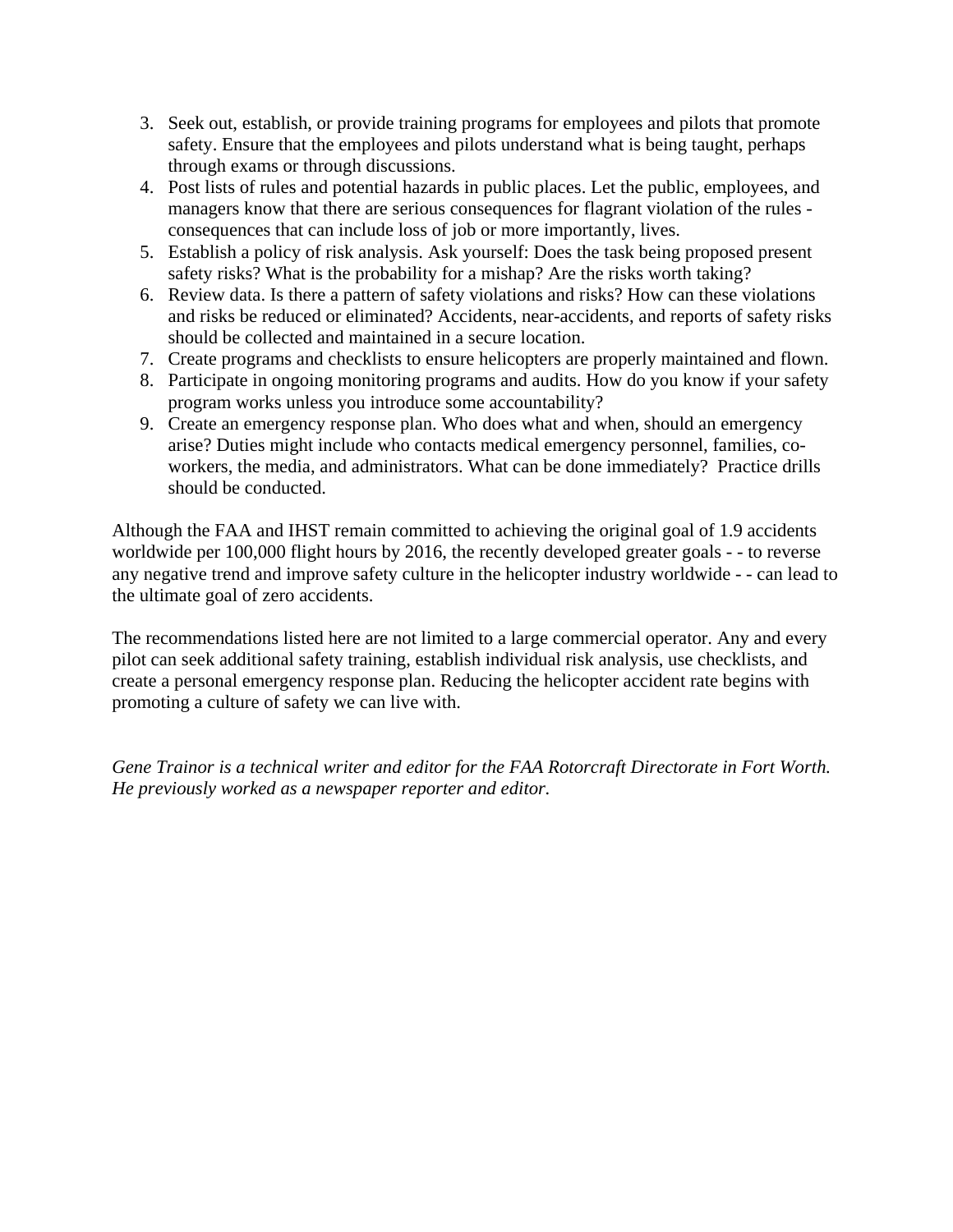3. Seek out, establish, or provide training programs for employees and pilots that promote safety. Ensure that the employees and pilots understand what is being taught, perhaps through exams or through discussions.
4. Post lists of rules and potential hazards in public places. Let the public, employees, and managers know that there are serious consequences for flagrant violation of the rules - consequences that can include loss of job or more importantly, lives.
5. Establish a policy of risk analysis. Ask yourself: Does the task being proposed present safety risks? What is the probability for a mishap? Are the risks worth taking?
6. Review data. Is there a pattern of safety violations and risks? How can these violations and risks be reduced or eliminated? Accidents, near-accidents, and reports of safety risks should be collected and maintained in a secure location.
7. Create programs and checklists to ensure helicopters are properly maintained and flown.
8. Participate in ongoing monitoring programs and audits. How do you know if your safety program works unless you introduce some accountability?
9. Create an emergency response plan. Who does what and when, should an emergency arise? Duties might include who contacts medical emergency personnel, families, co-workers, the media, and administrators. What can be done immediately? Practice drills should be conducted.

Although the FAA and IHST remain committed to achieving the original goal of 1.9 accidents worldwide per 100,000 flight hours by 2016, the recently developed greater goals - - to reverse any negative trend and improve safety culture in the helicopter industry worldwide - - can lead to the ultimate goal of zero accidents.

The recommendations listed here are not limited to a large commercial operator. Any and every pilot can seek additional safety training, establish individual risk analysis, use checklists, and create a personal emergency response plan. Reducing the helicopter accident rate begins with promoting a culture of safety we can live with.

*Gene Trainor is a technical writer and editor for the FAA Rotorcraft Directorate in Fort Worth. He previously worked as a newspaper reporter and editor.*